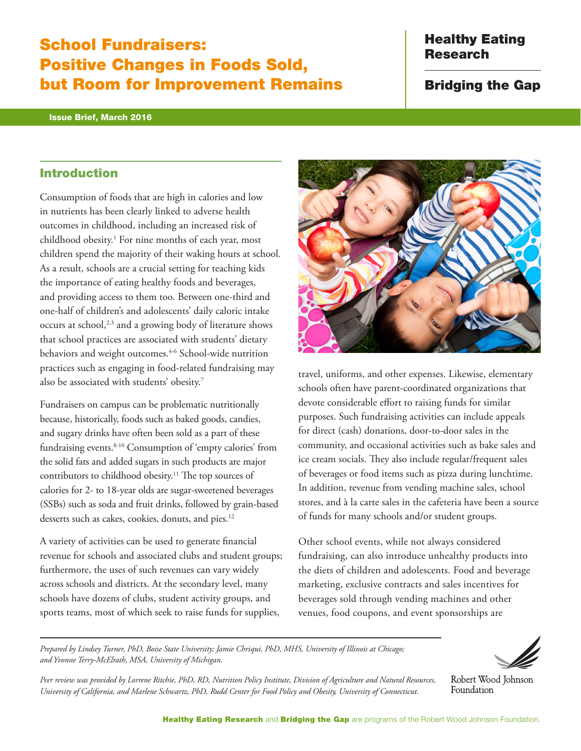# School Fundraisers: Positive Changes in Foods Sold, but Room for Improvement Remains

**Healthy Eating Research**

**Bridging the Gap**

**Issue Brief, March 2016**

## Introduction

Consumption of foods that are high in calories and low in nutrients has been clearly linked to adverse health outcomes in childhood, including an increased risk of childhood obesity.[1] For nine months of each year, most children spend the majority of their waking hours at school. As a result, schools are a crucial setting for teaching kids the importance of eating healthy foods and beverages, and providing access to them too. Between one-third and one-half of children's and adolescents' daily caloric intake occurs at school,[2,3] and a growing body of literature shows that school practices are associated with students' dietary behaviors and weight outcomes.[4-6] School-wide nutrition practices such as engaging in food-related fundraising may also be associated with students' obesity.[7]

Fundraisers on campus can be problematic nutritionally because, historically, foods such as baked goods, candies, and sugary drinks have often been sold as a part of these fundraising events.[8-10] Consumption of 'empty calories' from the solid fats and added sugars in such products are major contributors to childhood obesity.[11] The top sources of calories for 2- to 18-year olds are sugar-sweetened beverages (SSBs) such as soda and fruit drinks, followed by grain-based desserts such as cakes, cookies, donuts, and pies.[12]

A variety of activities can be used to generate financial revenue for schools and associated clubs and student groups; furthermore, the uses of such revenues can vary widely across schools and districts. At the secondary level, many schools have dozens of clubs, student activity groups, and sports teams, most of which seek to raise funds for supplies, travel, uniforms, and other expenses. Likewise, elementary schools often have parent-coordinated organizations that devote considerable effort to raising funds for similar purposes. Such fundraising activities can include appeals for direct (cash) donations, door-to-door sales in the community, and occasional activities such as bake sales and ice cream socials. They also include regular/frequent sales of beverages or food items such as pizza during lunchtime. In addition, revenue from vending machine sales, school stores, and à la carte sales in the cafeteria have been a source of funds for many schools and/or student groups.

Other school events, while not always considered fundraising, can also introduce unhealthy products into the diets of children and adolescents. Food and beverage marketing, exclusive contracts and sales incentives for beverages sold through vending machines and other venues, food coupons, and event sponsorships are

---

*Prepared by Lindsey Turner, PhD, Boise State University; Jamie Chriqui, PhD, MHS, University of Illinois at Chicago; and Yvonne Terry-McElrath, MSA, University of Michigan.*

*Peer review was provided by Lorrene Ritchie, PhD, RD, Nutrition Policy Institute, Division of Agriculture and Natural Resources, University of California, and Marlene Schwartz, PhD, Rudd Center for Food Policy and Obesity, University of Connecticut.*

Robert Wood Johnson Foundation

**Healthy Eating Research** and **Bridging the Gap** are programs of the Robert Wood Johnson Foundation.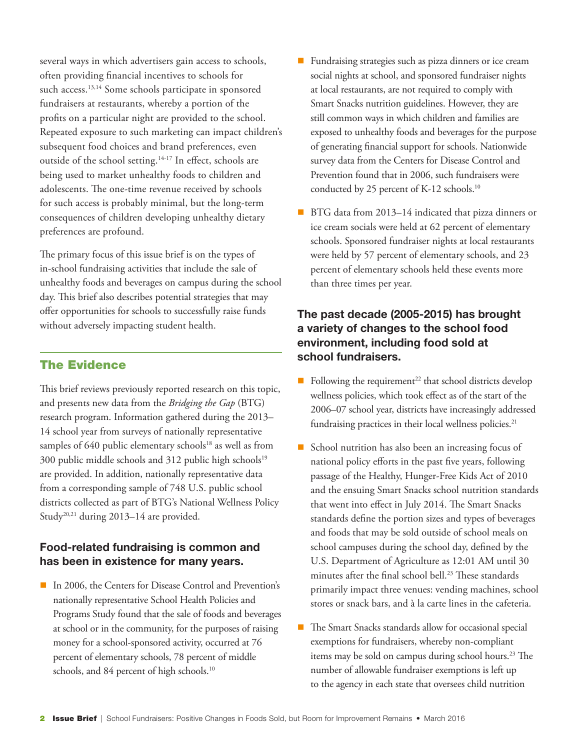several ways in which advertisers gain access to schools, often providing financial incentives to schools for such access.[13,14] Some schools participate in sponsored fundraisers at restaurants, whereby a portion of the profits on a particular night are provided to the school. Repeated exposure to such marketing can impact children's subsequent food choices and brand preferences, even outside of the school setting.[14-17] In effect, schools are being used to market unhealthy foods to children and adolescents. The one-time revenue received by schools for such access is probably minimal, but the long-term consequences of children developing unhealthy dietary preferences are profound.

The primary focus of this issue brief is on the types of in-school fundraising activities that include the sale of unhealthy foods and beverages on campus during the school day. This brief also describes potential strategies that may offer opportunities for schools to successfully raise funds without adversely impacting student health.

## The Evidence

This brief reviews previously reported research on this topic, and presents new data from the *Bridging the Gap* (BTG) research program. Information gathered during the 2013–14 school year from surveys of nationally representative samples of 640 public elementary schools[18] as well as from 300 public middle schools and 312 public high schools[19] are provided. In addition, nationally representative data from a corresponding sample of 748 U.S. public school districts collected as part of BTG's National Wellness Policy Study[20,21] during 2013–14 are provided.

### Food-related fundraising is common and has been in existence for many years.

- In 2006, the Centers for Disease Control and Prevention's nationally representative School Health Policies and Programs Study found that the sale of foods and beverages at school or in the community, for the purposes of raising money for a school-sponsored activity, occurred at 76 percent of elementary schools, 78 percent of middle schools, and 84 percent of high schools.[10]
- Fundraising strategies such as pizza dinners or ice cream social nights at school, and sponsored fundraiser nights at local restaurants, are not required to comply with Smart Snacks nutrition guidelines. However, they are still common ways in which children and families are exposed to unhealthy foods and beverages for the purpose of generating financial support for schools. Nationwide survey data from the Centers for Disease Control and Prevention found that in 2006, such fundraisers were conducted by 25 percent of K-12 schools.[10]
- BTG data from 2013–14 indicated that pizza dinners or ice cream socials were held at 62 percent of elementary schools. Sponsored fundraiser nights at local restaurants were held by 57 percent of elementary schools, and 23 percent of elementary schools held these events more than three times per year.

### The past decade (2005-2015) has brought a variety of changes to the school food environment, including food sold at school fundraisers.

- Following the requirement[22] that school districts develop wellness policies, which took effect as of the start of the 2006–07 school year, districts have increasingly addressed fundraising practices in their local wellness policies.[21]
- School nutrition has also been an increasing focus of national policy efforts in the past five years, following passage of the Healthy, Hunger-Free Kids Act of 2010 and the ensuing Smart Snacks school nutrition standards that went into effect in July 2014. The Smart Snacks standards define the portion sizes and types of beverages and foods that may be sold outside of school meals on school campuses during the school day, defined by the U.S. Department of Agriculture as 12:01 AM until 30 minutes after the final school bell.[23] These standards primarily impact three venues: vending machines, school stores or snack bars, and à la carte lines in the cafeteria.
- The Smart Snacks standards allow for occasional special exemptions for fundraisers, whereby non-compliant items may be sold on campus during school hours.[23] The number of allowable fundraiser exemptions is left up to the agency in each state that oversees child nutrition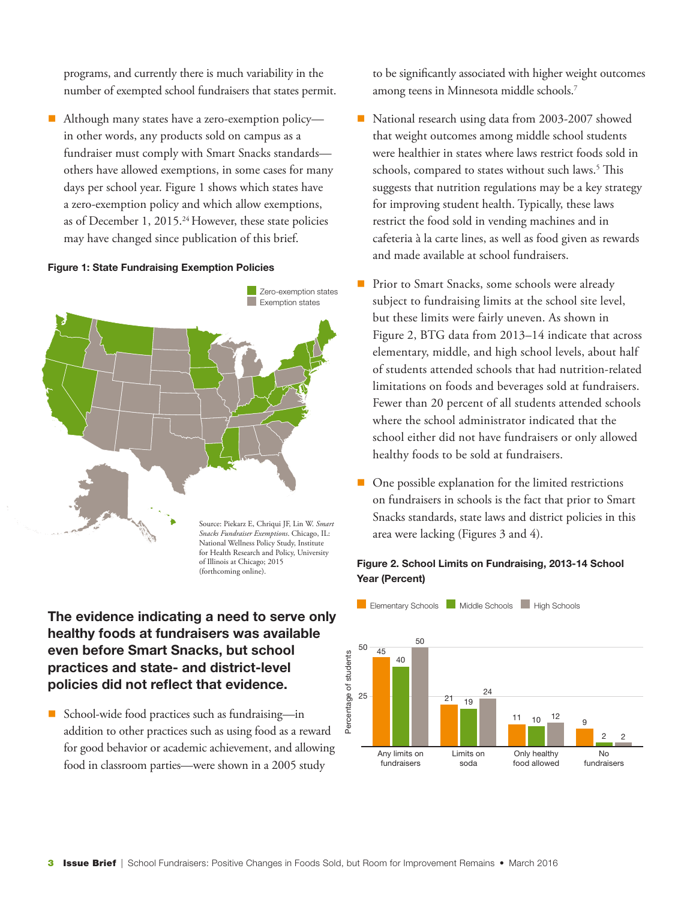programs, and currently there is much variability in the number of exempted school fundraisers that states permit.

- Although many states have a zero-exemption policy—in other words, any products sold on campus as a fundraiser must comply with Smart Snacks standards—others have allowed exemptions, in some cases for many days per school year. Figure 1 shows which states have a zero-exemption policy and which allow exemptions, as of December 1, 2015.[24] However, these state policies may have changed since publication of this brief.

**Figure 1: State Fundraising Exemption Policies**

Zero-exemption states
Exemption states

Source: Piekarz E, Chriqui JF, Lin W. *Smart Snacks Fundraiser Exemptions*. Chicago, IL: National Wellness Policy Study, Institute for Health Research and Policy, University of Illinois at Chicago; 2015 (forthcoming online).

## The evidence indicating a need to serve only healthy foods at fundraisers was available even before Smart Snacks, but school practices and state- and district-level policies did not reflect that evidence.

- School-wide food practices such as fundraising—in addition to other practices such as using food as a reward for good behavior or academic achievement, and allowing food in classroom parties—were shown in a 2005 study to be significantly associated with higher weight outcomes among teens in Minnesota middle schools.[7]

- National research using data from 2003-2007 showed that weight outcomes among middle school students were healthier in states where laws restrict foods sold in schools, compared to states without such laws.[5] This suggests that nutrition regulations may be a key strategy for improving student health. Typically, these laws restrict the food sold in vending machines and in cafeteria à la carte lines, as well as food given as rewards and made available at school fundraisers.

- Prior to Smart Snacks, some schools were already subject to fundraising limits at the school site level, but these limits were fairly uneven. As shown in Figure 2, BTG data from 2013–14 indicate that across elementary, middle, and high school levels, about half of students attended schools that had nutrition-related limitations on foods and beverages sold at fundraisers. Fewer than 20 percent of all students attended schools where the school administrator indicated that the school either did not have fundraisers or only allowed healthy foods to be sold at fundraisers.

- One possible explanation for the limited restrictions on fundraisers in schools is the fact that prior to Smart Snacks standards, state laws and district policies in this area were lacking (Figures 3 and 4).

**Figure 2. School Limits on Fundraising, 2013-14 School Year (Percent)**

| Percentage of students | Elementary Schools | Middle Schools | High Schools |
|---|---|---|---|
| Any limits on fundraisers | 45 | 40 | 50 |
| Limits on soda | 21 | 19 | 24 |
| Only healthy food allowed | 11 | 10 | 12 |
| No fundraisers | 9 | 2 | 2 |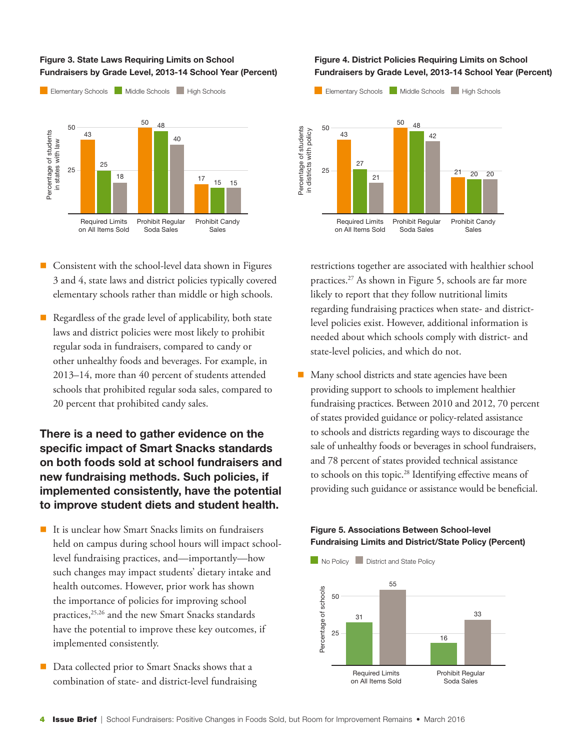**Figure 3. State Laws Requiring Limits on School Fundraisers by Grade Level, 2013-14 School Year (Percent)**

| Percentage of students in states with law | Elementary Schools | Middle Schools | High Schools |
|---|---|---|---|
| Required Limits on All Items Sold | 43 | 25 | 18 |
| Prohibit Regular Soda Sales | 50 | 48 | 40 |
| Prohibit Candy Sales | 17 | 15 | 15 |

**Figure 4. District Policies Requiring Limits on School Fundraisers by Grade Level, 2013-14 School Year (Percent)**

| Percentage of students in districts with policy | Elementary Schools | Middle Schools | High Schools |
|---|---|---|---|
| Required Limits on All Items Sold | 43 | 27 | 21 |
| Prohibit Regular Soda Sales | 50 | 48 | 42 |
| Prohibit Candy Sales | 21 | 20 | 20 |

- Consistent with the school-level data shown in Figures 3 and 4, state laws and district policies typically covered elementary schools rather than middle or high schools.

- Regardless of the grade level of applicability, both state laws and district policies were most likely to prohibit regular soda in fundraisers, compared to candy or other unhealthy foods and beverages. For example, in 2013–14, more than 40 percent of students attended schools that prohibited regular soda sales, compared to 20 percent that prohibited candy sales.

## There is a need to gather evidence on the specific impact of Smart Snacks standards on both foods sold at school fundraisers and new fundraising methods. Such policies, if implemented consistently, have the potential to improve student diets and student health.

- It is unclear how Smart Snacks limits on fundraisers held on campus during school hours will impact school-level fundraising practices, and—importantly—how such changes may impact students' dietary intake and health outcomes. However, prior work has shown the importance of policies for improving school practices,[25,26] and the new Smart Snacks standards have the potential to improve these key outcomes, if implemented consistently.

- Data collected prior to Smart Snacks shows that a combination of state- and district-level fundraising restrictions together are associated with healthier school practices.[27] As shown in Figure 5, schools are far more likely to report that they follow nutritional limits regarding fundraising practices when state- and district-level policies exist. However, additional information is needed about which schools comply with district- and state-level policies, and which do not.

- Many school districts and state agencies have been providing support to schools to implement healthier fundraising practices. Between 2010 and 2012, 70 percent of states provided guidance or policy-related assistance to schools and districts regarding ways to discourage the sale of unhealthy foods or beverages in school fundraisers, and 78 percent of states provided technical assistance to schools on this topic.[28] Identifying effective means of providing such guidance or assistance would be beneficial.

**Figure 5. Associations Between School-level Fundraising Limits and District/State Policy (Percent)**

| Percentage of schools | No Policy | District and State Policy |
|---|---|---|
| Required Limits on All Items Sold | 31 | 55 |
| Prohibit Regular Soda Sales | 16 | 33 |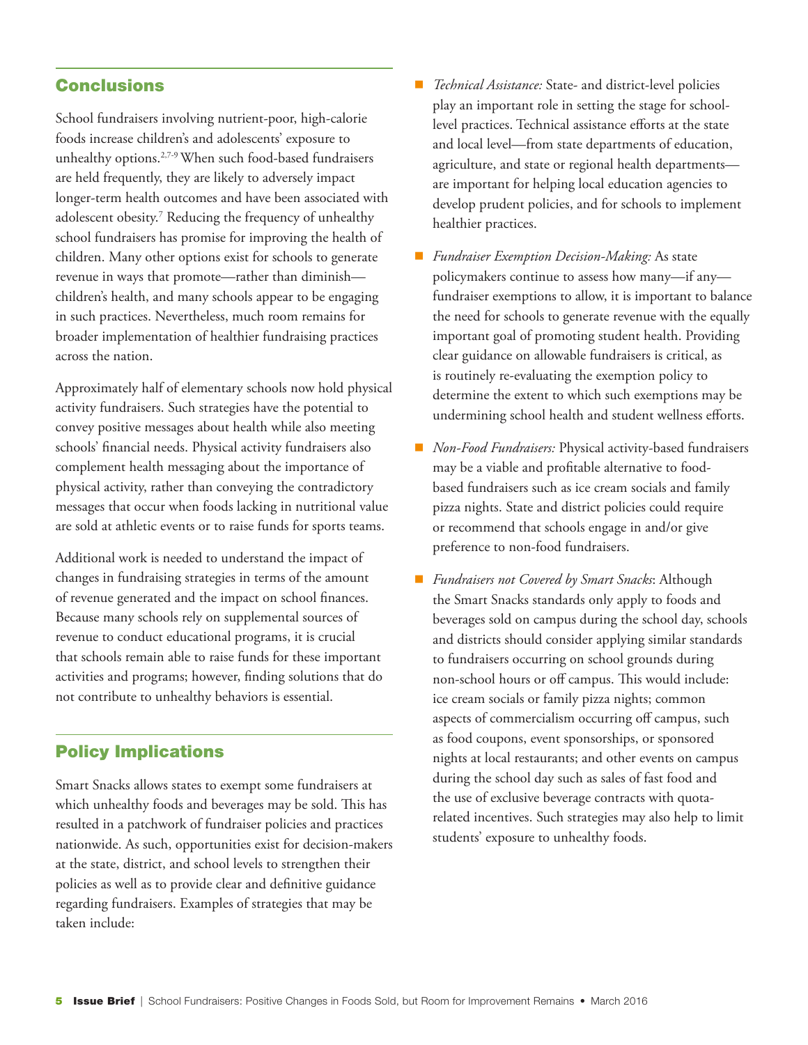## Conclusions

School fundraisers involving nutrient-poor, high-calorie foods increase children's and adolescents' exposure to unhealthy options.[2,7-9] When such food-based fundraisers are held frequently, they are likely to adversely impact longer-term health outcomes and have been associated with adolescent obesity.[7] Reducing the frequency of unhealthy school fundraisers has promise for improving the health of children. Many other options exist for schools to generate revenue in ways that promote—rather than diminish—children's health, and many schools appear to be engaging in such practices. Nevertheless, much room remains for broader implementation of healthier fundraising practices across the nation.

Approximately half of elementary schools now hold physical activity fundraisers. Such strategies have the potential to convey positive messages about health while also meeting schools' financial needs. Physical activity fundraisers also complement health messaging about the importance of physical activity, rather than conveying the contradictory messages that occur when foods lacking in nutritional value are sold at athletic events or to raise funds for sports teams.

Additional work is needed to understand the impact of changes in fundraising strategies in terms of the amount of revenue generated and the impact on school finances. Because many schools rely on supplemental sources of revenue to conduct educational programs, it is crucial that schools remain able to raise funds for these important activities and programs; however, finding solutions that do not contribute to unhealthy behaviors is essential.

## Policy Implications

Smart Snacks allows states to exempt some fundraisers at which unhealthy foods and beverages may be sold. This has resulted in a patchwork of fundraiser policies and practices nationwide. As such, opportunities exist for decision-makers at the state, district, and school levels to strengthen their policies as well as to provide clear and definitive guidance regarding fundraisers. Examples of strategies that may be taken include:

- *Technical Assistance:* State- and district-level policies play an important role in setting the stage for school-level practices. Technical assistance efforts at the state and local level—from state departments of education, agriculture, and state or regional health departments—are important for helping local education agencies to develop prudent policies, and for schools to implement healthier practices.
- *Fundraiser Exemption Decision-Making:* As state policymakers continue to assess how many—if any—fundraiser exemptions to allow, it is important to balance the need for schools to generate revenue with the equally important goal of promoting student health. Providing clear guidance on allowable fundraisers is critical, as is routinely re-evaluating the exemption policy to determine the extent to which such exemptions may be undermining school health and student wellness efforts.
- *Non-Food Fundraisers:* Physical activity-based fundraisers may be a viable and profitable alternative to food-based fundraisers such as ice cream socials and family pizza nights. State and district policies could require or recommend that schools engage in and/or give preference to non-food fundraisers.
- *Fundraisers not Covered by Smart Snacks*: Although the Smart Snacks standards only apply to foods and beverages sold on campus during the school day, schools and districts should consider applying similar standards to fundraisers occurring on school grounds during non-school hours or off campus. This would include: ice cream socials or family pizza nights; common aspects of commercialism occurring off campus, such as food coupons, event sponsorships, or sponsored nights at local restaurants; and other events on campus during the school day such as sales of fast food and the use of exclusive beverage contracts with quota-related incentives. Such strategies may also help to limit students' exposure to unhealthy foods.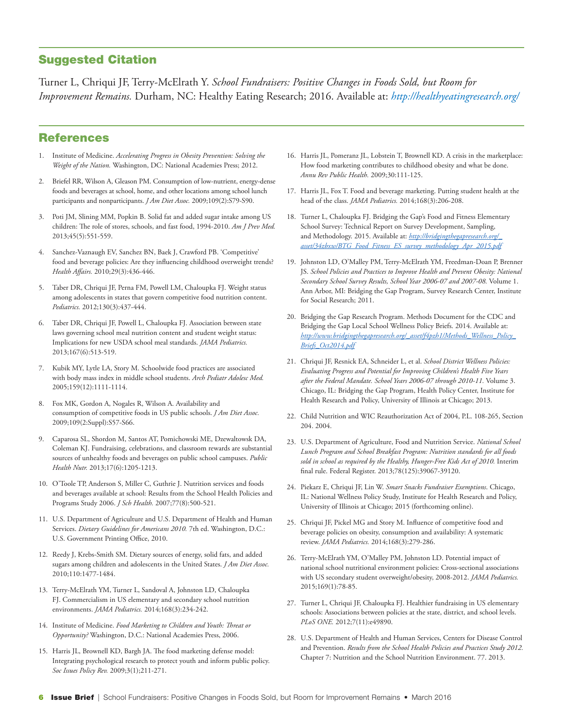## Suggested Citation

Turner L, Chriqui JF, Terry-McElrath Y. *School Fundraisers: Positive Changes in Foods Sold, but Room for Improvement Remains.* Durham, NC: Healthy Eating Research; 2016. Available at: http://healthyeatingresearch.org/

## References

1. Institute of Medicine. *Accelerating Progress in Obesity Prevention: Solving the Weight of the Nation.* Washington, DC: National Academies Press; 2012.

2. Briefel RR, Wilson A, Gleason PM. Consumption of low-nutrient, energy-dense foods and beverages at school, home, and other locations among school lunch participants and nonparticipants. *J Am Diet Assoc.* 2009;109(2):S79-S90.

3. Poti JM, Slining MM, Popkin B. Solid fat and added sugar intake among US children: The role of stores, schools, and fast food, 1994-2010. *Am J Prev Med.* 2013;45(5):551-559.

4. Sanchez-Vaznaugh EV, Sanchez BN, Baek J, Crawford PB. 'Competitive' food and beverage policies: Are they influencing childhood overweight trends? *Health Affairs.* 2010;29(3):436-446.

5. Taber DR, Chriqui JF, Perna FM, Powell LM, Chaloupka FJ. Weight status among adolescents in states that govern competitive food nutrition content. *Pediatrics.* 2012;130(3):437-444.

6. Taber DR, Chriqui JF, Powell L, Chaloupka FJ. Association between state laws governing school meal nutrition content and student weight status: Implications for new USDA school meal standards. *JAMA Pediatrics.* 2013;167(6):513-519.

7. Kubik MY, Lytle LA, Story M. Schoolwide food practices are associated with body mass index in middle school students. *Arch Pediatr Adolesc Med.* 2005;159(12):1111-1114.

8. Fox MK, Gordon A, Nogales R, Wilson A. Availability and consumption of competitive foods in US public schools. *J Am Diet Assoc.* 2009;109(2:Suppl):S57-S66.

9. Caparosa SL, Shordon M, Santos AT, Pomichowski ME, Dzewaltowsk DA, Coleman KJ. Fundraising, celebrations, and classroom rewards are substantial sources of unhealthy foods and beverages on public school campuses. *Public Health Nutr.* 2013;17(6):1205-1213.

10. O'Toole TP, Anderson S, Miller C, Guthrie J. Nutrition services and foods and beverages available at school: Results from the School Health Policies and Programs Study 2006. *J Sch Health.* 2007;77(8):500-521.

11. U.S. Department of Agriculture and U.S. Department of Health and Human Services. *Dietary Guidelines for Americans 2010.* 7th ed. Washington, D.C.: U.S. Government Printing Office, 2010.

12. Reedy J, Krebs-Smith SM. Dietary sources of energy, solid fats, and added sugars among children and adolescents in the United States. *J Am Diet Assoc.* 2010;110:1477-1484.

13. Terry-McElrath YM, Turner L, Sandoval A, Johnston LD, Chaloupka FJ. Commercialism in US elementary and secondary school nutrition environments. *JAMA Pediatrics.* 2014;168(3):234-242.

14. Institute of Medicine. *Food Marketing to Children and Youth: Threat or Opportunity?* Washington, D.C.: National Academies Press, 2006.

15. Harris JL, Brownell KD, Bargh JA. The food marketing defense model: Integrating psychological research to protect youth and inform public policy. *Soc Issues Policy Rev.* 2009;3(1);211-271.

16. Harris JL, Pomeranz JL, Lobstein T, Brownell KD. A crisis in the marketplace: How food marketing contributes to childhood obesity and what be done. *Annu Rev Public Health.* 2009;30:111-125.

17. Harris JL, Fox T. Food and beverage marketing. Putting student health at the head of the class. *JAMA Pediatrics.* 2014;168(3):206-208.

18. Turner L, Chaloupka FJ. Bridging the Gap's Food and Fitness Elementary School Survey: Technical Report on Survey Development, Sampling, and Methodology. 2015. Available at: http://bridgingthegapresearch.org/_asset/34zbxw/BTG_Food_Fitness_ES_survey_methodology_Apr_2015.pdf

19. Johnston LD, O'Malley PM, Terry-McElrath YM, Freedman-Doan P, Brenner JS. *School Policies and Practices to Improve Health and Prevent Obesity: National Secondary School Survey Results, School Year 2006-07 and 2007-08.* Volume 1. Ann Arbor, MI: Bridging the Gap Program, Survey Research Center, Institute for Social Research; 2011.

20. Bridging the Gap Research Program. Methods Document for the CDC and Bridging the Gap Local School Wellness Policy Briefs. 2014. Available at: http://www.bridgingthegapresearch.org/_asset/f4pzh1/Methods_Wellness_Policy_Briefs_Oct2014.pdf

21. Chriqui JF, Resnick EA, Schneider L, et al. *School District Wellness Policies: Evaluating Progress and Potential for Improving Children's Health Five Years after the Federal Mandate. School Years 2006-07 through 2010-11.* Volume 3. Chicago, IL: Bridging the Gap Program, Health Policy Center, Institute for Health Research and Policy, University of Illinois at Chicago; 2013.

22. Child Nutrition and WIC Reauthorization Act of 2004, P.L. 108-265, Section 204. 2004.

23. U.S. Department of Agriculture, Food and Nutrition Service. *National School Lunch Program and School Breakfast Program: Nutrition standards for all foods sold in school as required by the Healthy, Hunger-Free Kids Act of 2010.* Interim final rule. Federal Register. 2013;78(125):39067-39120.

24. Piekarz E, Chriqui JF, Lin W. *Smart Snacks Fundraiser Exemptions*. Chicago, IL: National Wellness Policy Study, Institute for Health Research and Policy, University of Illinois at Chicago; 2015 (forthcoming online).

25. Chriqui JF, Pickel MG and Story M. Influence of competitive food and beverage policies on obesity, consumption and availability: A systematic review. *JAMA Pediatrics.* 2014;168(3):279-286.

26. Terry-McElrath YM, O'Malley PM, Johnston LD. Potential impact of national school nutritional environment policies: Cross-sectional associations with US secondary student overweight/obesity, 2008-2012. *JAMA Pediatrics.* 2015;169(1):78-85.

27. Turner L, Chriqui JF, Chaloupka FJ. Healthier fundraising in US elementary schools: Associations between policies at the state, district, and school levels. *PLoS ONE.* 2012;7(11):e49890.

28. U.S. Department of Health and Human Services, Centers for Disease Control and Prevention. *Results from the School Health Policies and Practices Study 2012.* Chapter 7: Nutrition and the School Nutrition Environment. 77. 2013.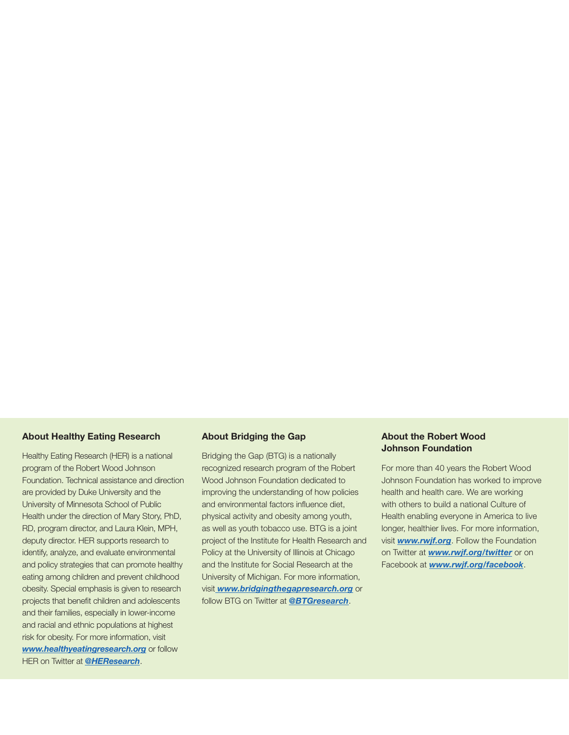## About Healthy Eating Research

Healthy Eating Research (HER) is a national program of the Robert Wood Johnson Foundation. Technical assistance and direction are provided by Duke University and the University of Minnesota School of Public Health under the direction of Mary Story, PhD, RD, program director, and Laura Klein, MPH, deputy director. HER supports research to identify, analyze, and evaluate environmental and policy strategies that can promote healthy eating among children and prevent childhood obesity. Special emphasis is given to research projects that benefit children and adolescents and their families, especially in lower-income and racial and ethnic populations at highest risk for obesity. For more information, visit ***www.healthyeatingresearch.org*** or follow HER on Twitter at ***@HEResearch***.

## About Bridging the Gap

Bridging the Gap (BTG) is a nationally recognized research program of the Robert Wood Johnson Foundation dedicated to improving the understanding of how policies and environmental factors influence diet, physical activity and obesity among youth, as well as youth tobacco use. BTG is a joint project of the Institute for Health Research and Policy at the University of Illinois at Chicago and the Institute for Social Research at the University of Michigan. For more information, visit ***www.bridgingthegapresearch.org*** or follow BTG on Twitter at ***@BTGresearch***.

## About the Robert Wood Johnson Foundation

For more than 40 years the Robert Wood Johnson Foundation has worked to improve health and health care. We are working with others to build a national Culture of Health enabling everyone in America to live longer, healthier lives. For more information, visit ***www.rwjf.org***. Follow the Foundation on Twitter at ***www.rwjf.org/twitter*** or on Facebook at ***www.rwjf.org/facebook***.